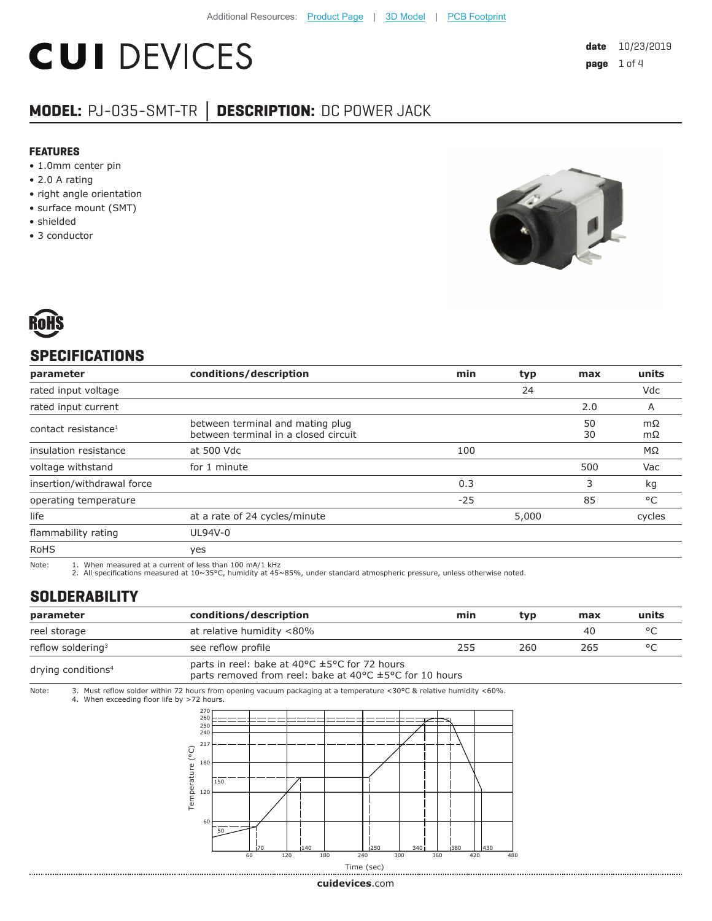Additional Resources: Product Page | 3D Model | PCB Footprint

# CUI DEVICES

date 10/23/2019

## MODEL: PJ-035-SMT-TR | DESCRIPTION: DC POWER JACK

### FEATURES

- 1.0mm center pin
- 2.0 A rating
- right angle orientation
- surface mount (SMT)
- shielded
- 3 conductor

RoHS

## SPECIFICATIONS

| parameter | conditions/description | min | typ | max | units |
|---|---|---|---|---|---|
| rated input voltage | | | 24 | | Vdc |
| rated input current | | | | 2.0 | A |
| contact resistance[1] | between terminal and mating plug<br>between terminal in a closed circuit | | | 50<br>30 | mΩ<br>mΩ |
| insulation resistance | at 500 Vdc | 100 | | | MΩ |
| voltage withstand | for 1 minute | | | 500 | Vac |
| insertion/withdrawal force | | 0.3 | | 3 | kg |
| operating temperature | | -25 | | 85 | °C |
| life | at a rate of 24 cycles/minute | | 5,000 | | cycles |
| flammability rating | UL94V-0 | | | | |
| RoHS | yes | | | | |

Note: 1. When measured at a current of less than 100 mA/1 kHz
2. All specifications measured at 10~35°C, humidity at 45~85%, under standard atmospheric pressure, unless otherwise noted.

## SOLDERABILITY

| parameter | conditions/description | min | typ | max | units |
|---|---|---|---|---|---|
| reel storage | at relative humidity <80% | | | 40 | °C |
| reflow soldering[3] | see reflow profile | 255 | 260 | 265 | °C |
| drying conditions[4] | parts in reel: bake at 40°C ±5°C for 72 hours<br>parts removed from reel: bake at 40°C ±5°C for 10 hours | | | | |

Note: 3. Must reflow solder within 72 hours from opening vacuum packaging at a temperature <30°C & relative humidity <60%.
4. When exceeding floor life by >72 hours.

cuidevices.com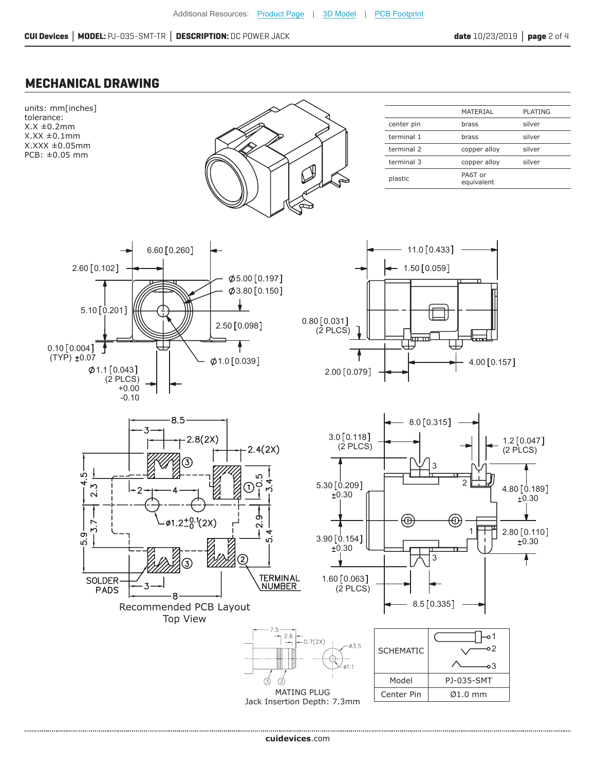## MECHANICAL DRAWING

units: mm[inches]
tolerance:
X.X ±0.2mm
X.XX ±0.1mm
X.XXX ±0.05mm
PCB: ±0.05 mm

| | MATERIAL | PLATING |
|---|---|---|
| center pin | brass | silver |
| terminal 1 | brass | silver |
| terminal 2 | copper alloy | silver |
| terminal 3 | copper alloy | silver |
| plastic | PA6T or equivalent | |

Recommended PCB Layout
Top View

MATING PLUG
Jack Insertion Depth: 7.3mm

| SCHEMATIC | |
|---|---|
| Model | PJ-035-SMT |
| Center Pin | Ø1.0 mm |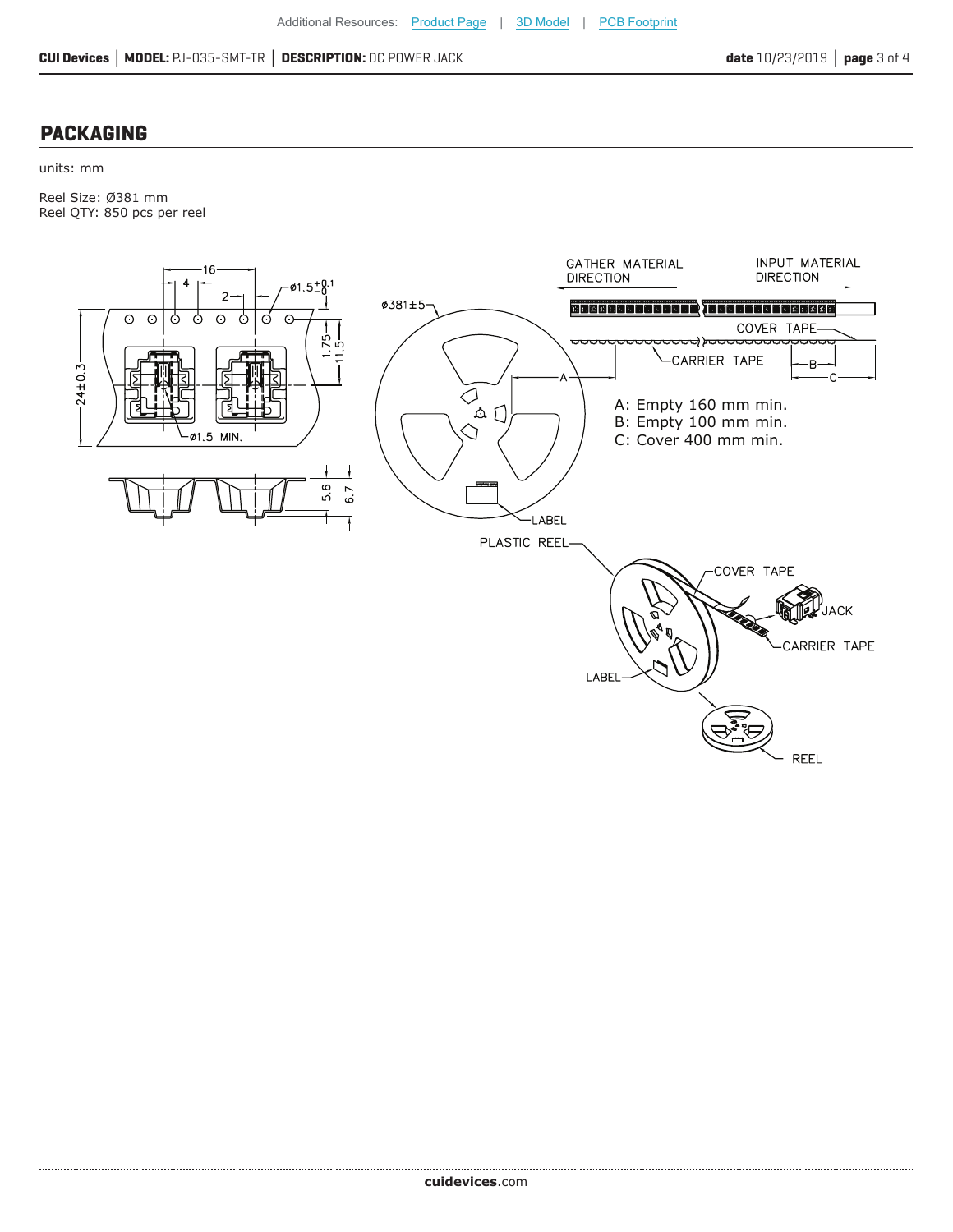## PACKAGING

units: mm

Reel Size: Ø381 mm
Reel QTY: 850 pcs per reel

A: Empty 160 mm min.
B: Empty 100 mm min.
C: Cover 400 mm min.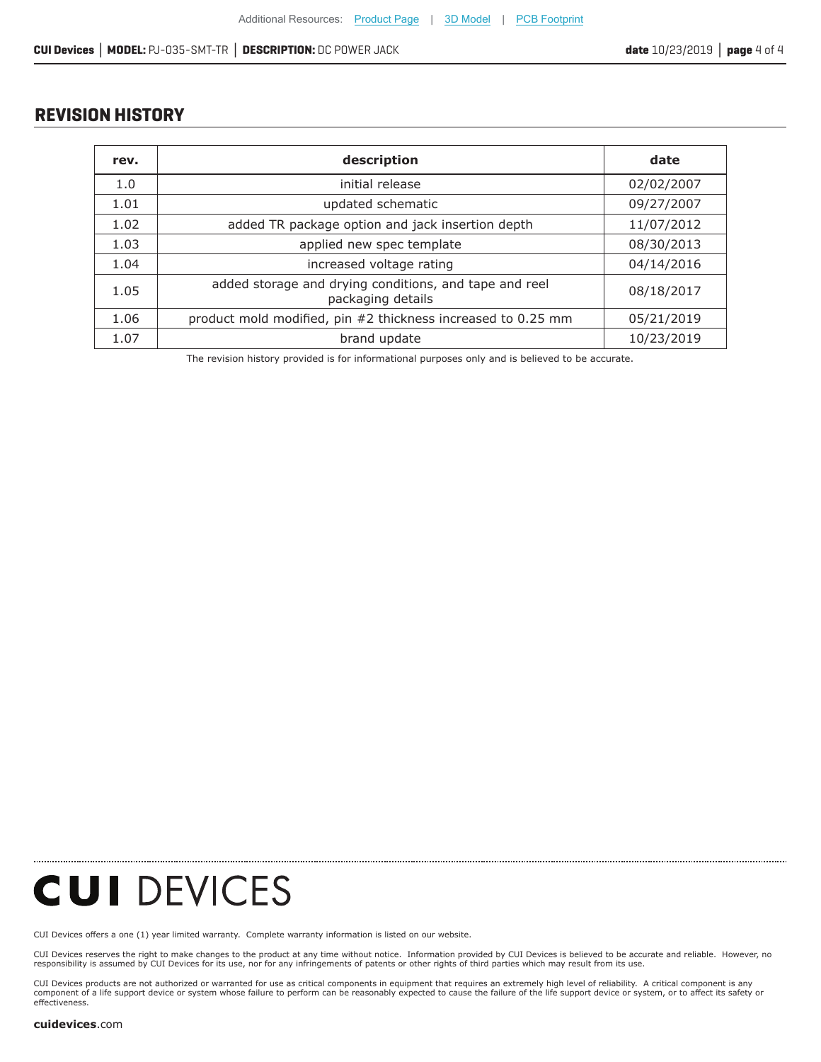## REVISION HISTORY

| rev. | description | date |
| --- | --- | --- |
| 1.0 | initial release | 02/02/2007 |
| 1.01 | updated schematic | 09/27/2007 |
| 1.02 | added TR package option and jack insertion depth | 11/07/2012 |
| 1.03 | applied new spec template | 08/30/2013 |
| 1.04 | increased voltage rating | 04/14/2016 |
| 1.05 | added storage and drying conditions, and tape and reel packaging details | 08/18/2017 |
| 1.06 | product mold modified, pin #2 thickness increased to 0.25 mm | 05/21/2019 |
| 1.07 | brand update | 10/23/2019 |

The revision history provided is for informational purposes only and is believed to be accurate.

**CUI** DEVICES

CUI Devices offers a one (1) year limited warranty. Complete warranty information is listed on our website.

CUI Devices reserves the right to make changes to the product at any time without notice. Information provided by CUI Devices is believed to be accurate and reliable. However, no responsibility is assumed by CUI Devices for its use, nor for any infringements of patents or other rights of third parties which may result from its use.

CUI Devices products are not authorized or warranted for use as critical components in equipment that requires an extremely high level of reliability. A critical component is any component of a life support device or system whose failure to perform can be reasonably expected to cause the failure of the life support device or system, or to affect its safety or effectiveness.

**cuidevices**.com